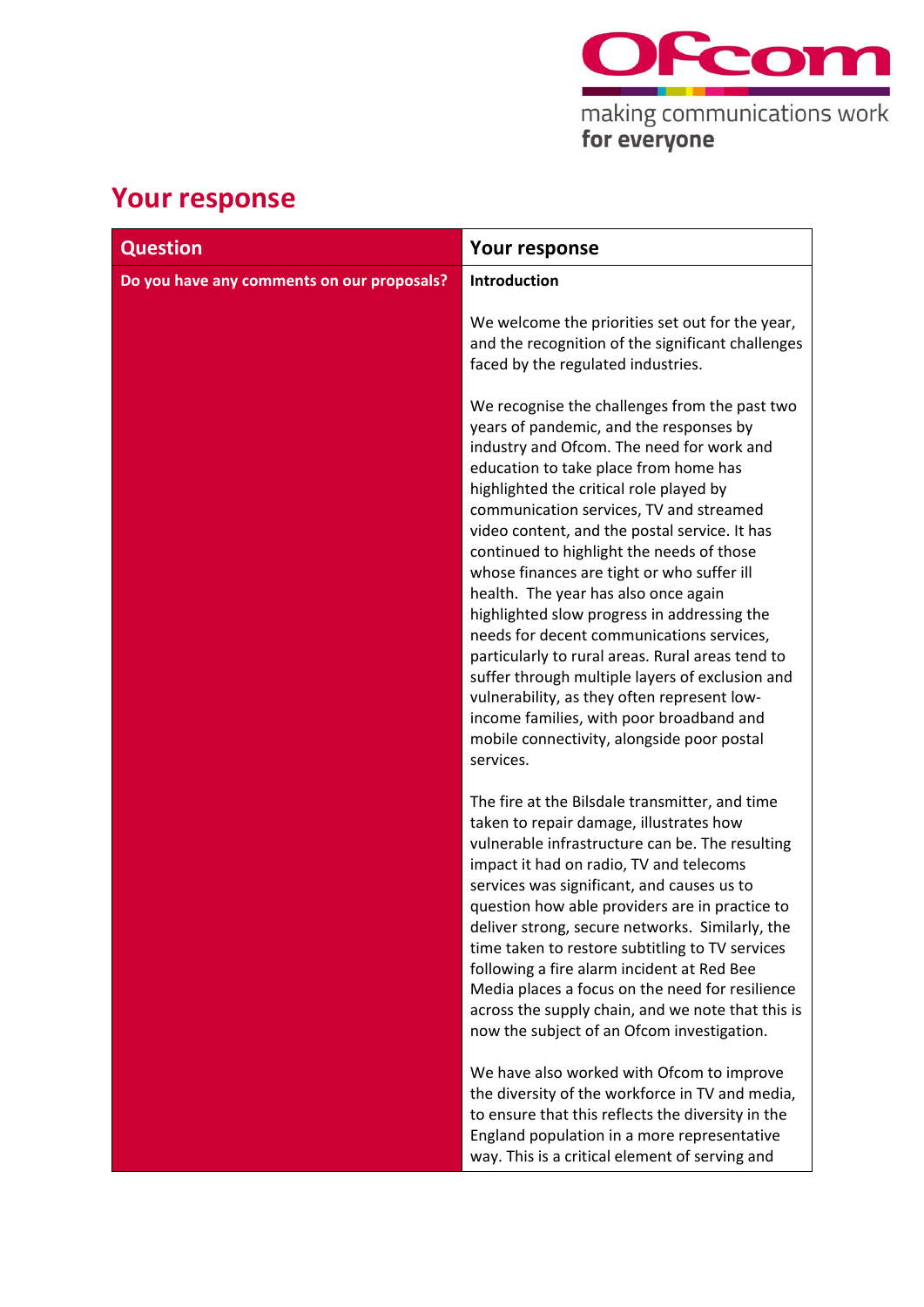# Your response

| Question | Your response |
| --- | --- |
| **Do you have any comments on our proposals?** | **Introduction**<br><br>We welcome the priorities set out for the year, and the recognition of the significant challenges faced by the regulated industries.<br><br>We recognise the challenges from the past two years of pandemic, and the responses by industry and Ofcom. The need for work and education to take place from home has highlighted the critical role played by communication services, TV and streamed video content, and the postal service. It has continued to highlight the needs of those whose finances are tight or who suffer ill health. The year has also once again highlighted slow progress in addressing the needs for decent communications services, particularly to rural areas. Rural areas tend to suffer through multiple layers of exclusion and vulnerability, as they often represent low-income families, with poor broadband and mobile connectivity, alongside poor postal services.<br><br>The fire at the Bilsdale transmitter, and time taken to repair damage, illustrates how vulnerable infrastructure can be. The resulting impact it had on radio, TV and telecoms services was significant, and causes us to question how able providers are in practice to deliver strong, secure networks. Similarly, the time taken to restore subtitling to TV services following a fire alarm incident at Red Bee Media places a focus on the need for resilience across the supply chain, and we note that this is now the subject of an Ofcom investigation.<br><br>We have also worked with Ofcom to improve the diversity of the workforce in TV and media, to ensure that this reflects the diversity in the England population in a more representative way. This is a critical element of serving and |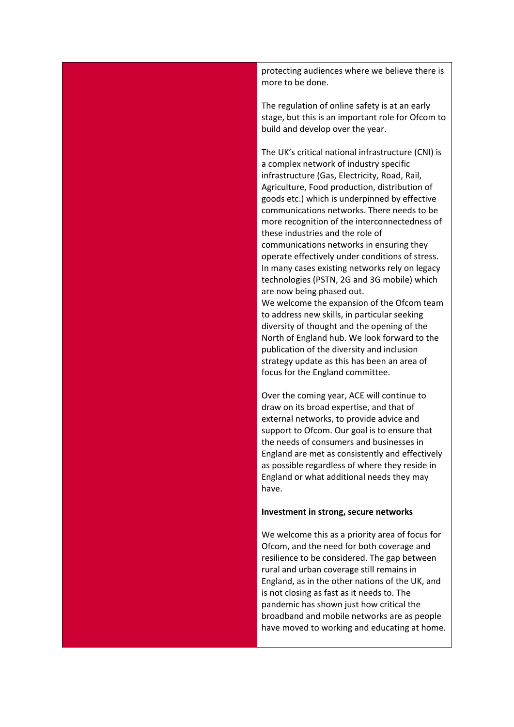protecting audiences where we believe there is more to be done.

The regulation of online safety is at an early stage, but this is an important role for Ofcom to build and develop over the year.

The UK's critical national infrastructure (CNI) is a complex network of industry specific infrastructure (Gas, Electricity, Road, Rail, Agriculture, Food production, distribution of goods etc.) which is underpinned by effective communications networks. There needs to be more recognition of the interconnectedness of these industries and the role of communications networks in ensuring they operate effectively under conditions of stress. In many cases existing networks rely on legacy technologies (PSTN, 2G and 3G mobile) which are now being phased out.
We welcome the expansion of the Ofcom team to address new skills, in particular seeking diversity of thought and the opening of the North of England hub. We look forward to the publication of the diversity and inclusion strategy update as this has been an area of focus for the England committee.

Over the coming year, ACE will continue to draw on its broad expertise, and that of external networks, to provide advice and support to Ofcom. Our goal is to ensure that the needs of consumers and businesses in England are met as consistently and effectively as possible regardless of where they reside in England or what additional needs they may have.

**Investment in strong, secure networks**

We welcome this as a priority area of focus for Ofcom, and the need for both coverage and resilience to be considered. The gap between rural and urban coverage still remains in England, as in the other nations of the UK, and is not closing as fast as it needs to. The pandemic has shown just how critical the broadband and mobile networks are as people have moved to working and educating at home.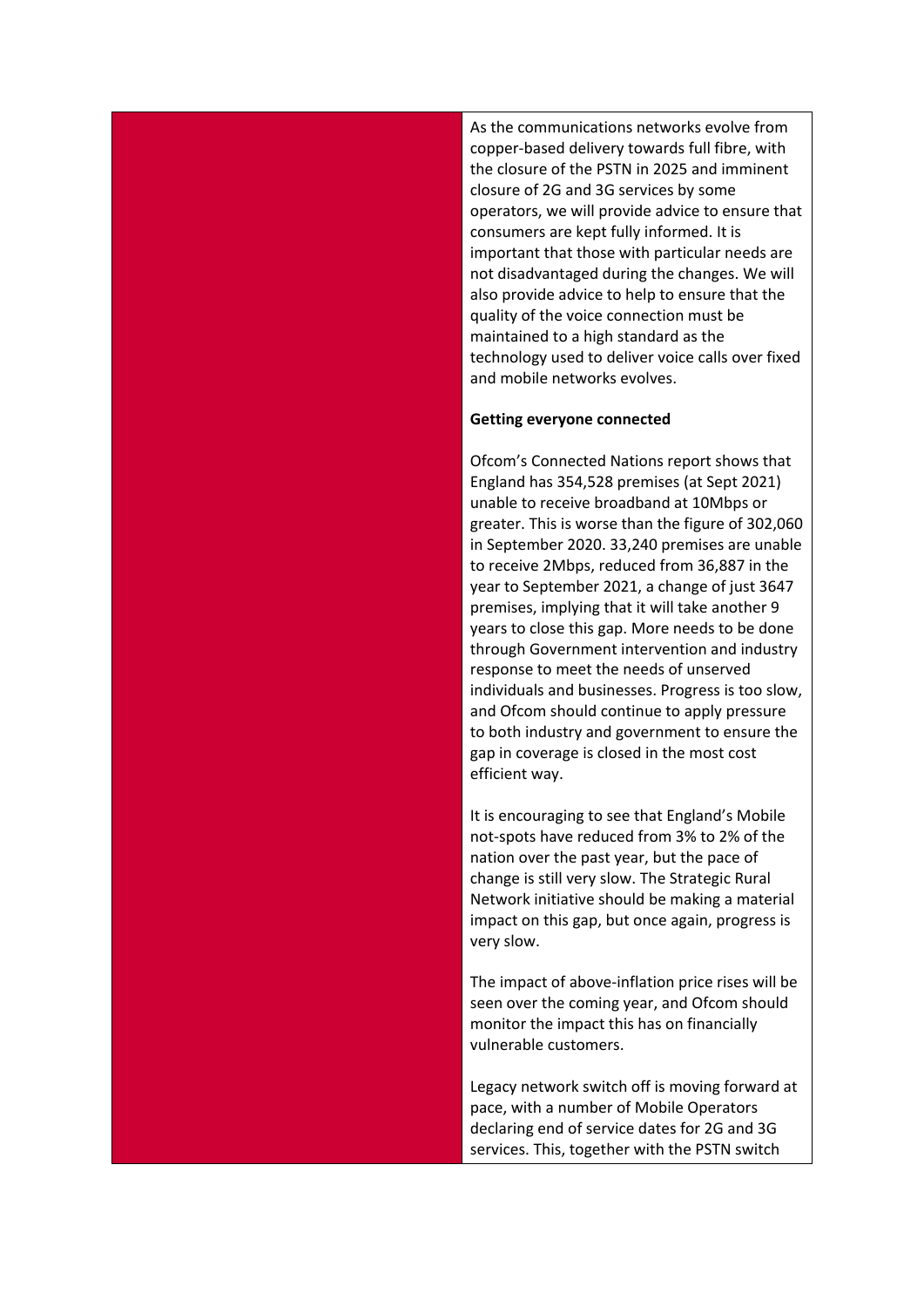As the communications networks evolve from copper-based delivery towards full fibre, with the closure of the PSTN in 2025 and imminent closure of 2G and 3G services by some operators, we will provide advice to ensure that consumers are kept fully informed. It is important that those with particular needs are not disadvantaged during the changes. We will also provide advice to help to ensure that the quality of the voice connection must be maintained to a high standard as the technology used to deliver voice calls over fixed and mobile networks evolves.

**Getting everyone connected**

Ofcom's Connected Nations report shows that England has 354,528 premises (at Sept 2021) unable to receive broadband at 10Mbps or greater. This is worse than the figure of 302,060 in September 2020. 33,240 premises are unable to receive 2Mbps, reduced from 36,887 in the year to September 2021, a change of just 3647 premises, implying that it will take another 9 years to close this gap. More needs to be done through Government intervention and industry response to meet the needs of unserved individuals and businesses. Progress is too slow, and Ofcom should continue to apply pressure to both industry and government to ensure the gap in coverage is closed in the most cost efficient way.

It is encouraging to see that England's Mobile not-spots have reduced from 3% to 2% of the nation over the past year, but the pace of change is still very slow. The Strategic Rural Network initiative should be making a material impact on this gap, but once again, progress is very slow.

The impact of above-inflation price rises will be seen over the coming year, and Ofcom should monitor the impact this has on financially vulnerable customers.

Legacy network switch off is moving forward at pace, with a number of Mobile Operators declaring end of service dates for 2G and 3G services. This, together with the PSTN switch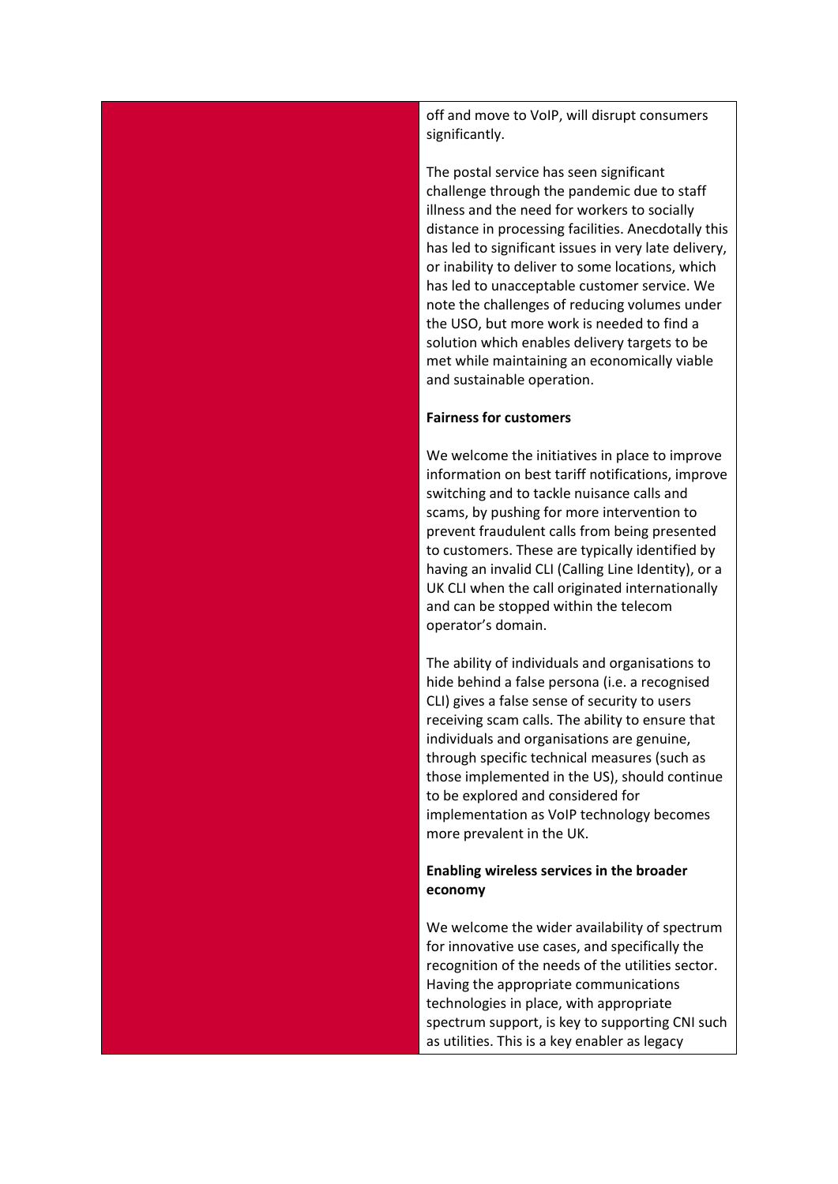off and move to VoIP, will disrupt consumers significantly.

The postal service has seen significant challenge through the pandemic due to staff illness and the need for workers to socially distance in processing facilities. Anecdotally this has led to significant issues in very late delivery, or inability to deliver to some locations, which has led to unacceptable customer service. We note the challenges of reducing volumes under the USO, but more work is needed to find a solution which enables delivery targets to be met while maintaining an economically viable and sustainable operation.

**Fairness for customers**

We welcome the initiatives in place to improve information on best tariff notifications, improve switching and to tackle nuisance calls and scams, by pushing for more intervention to prevent fraudulent calls from being presented to customers. These are typically identified by having an invalid CLI (Calling Line Identity), or a UK CLI when the call originated internationally and can be stopped within the telecom operator's domain.

The ability of individuals and organisations to hide behind a false persona (i.e. a recognised CLI) gives a false sense of security to users receiving scam calls. The ability to ensure that individuals and organisations are genuine, through specific technical measures (such as those implemented in the US), should continue to be explored and considered for implementation as VoIP technology becomes more prevalent in the UK.

**Enabling wireless services in the broader economy**

We welcome the wider availability of spectrum for innovative use cases, and specifically the recognition of the needs of the utilities sector. Having the appropriate communications technologies in place, with appropriate spectrum support, is key to supporting CNI such as utilities. This is a key enabler as legacy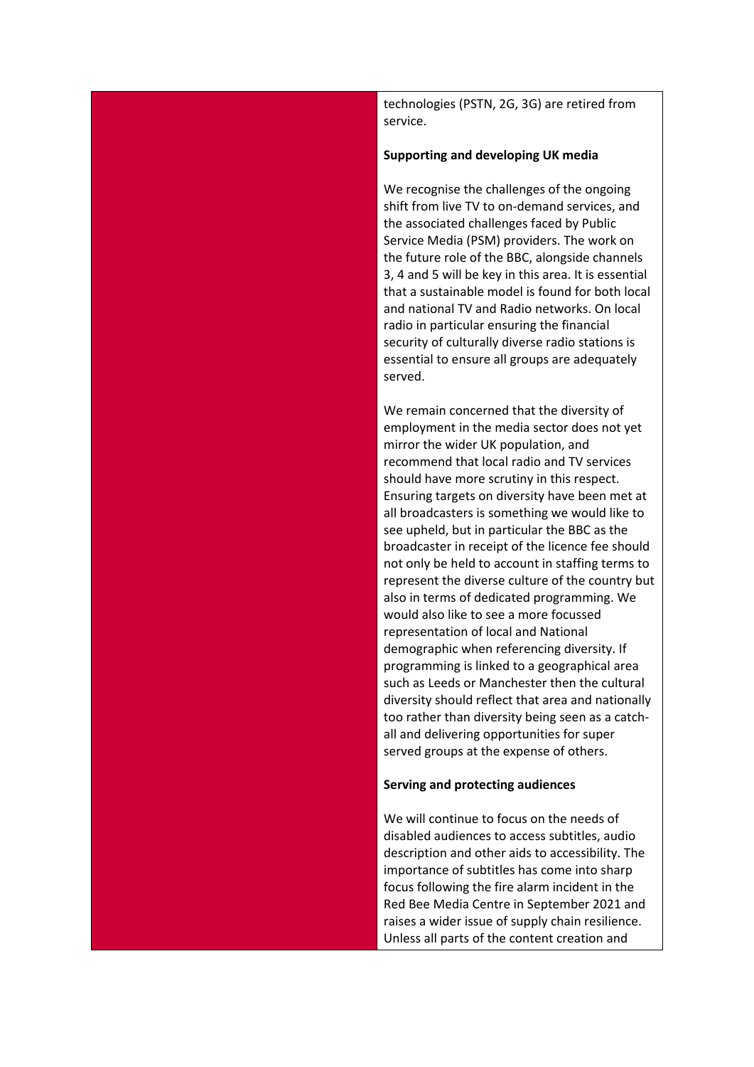technologies (PSTN, 2G, 3G) are retired from service.

**Supporting and developing UK media**

We recognise the challenges of the ongoing shift from live TV to on-demand services, and the associated challenges faced by Public Service Media (PSM) providers. The work on the future role of the BBC, alongside channels 3, 4 and 5 will be key in this area. It is essential that a sustainable model is found for both local and national TV and Radio networks. On local radio in particular ensuring the financial security of culturally diverse radio stations is essential to ensure all groups are adequately served.

We remain concerned that the diversity of employment in the media sector does not yet mirror the wider UK population, and recommend that local radio and TV services should have more scrutiny in this respect. Ensuring targets on diversity have been met at all broadcasters is something we would like to see upheld, but in particular the BBC as the broadcaster in receipt of the licence fee should not only be held to account in staffing terms to represent the diverse culture of the country but also in terms of dedicated programming. We would also like to see a more focussed representation of local and National demographic when referencing diversity. If programming is linked to a geographical area such as Leeds or Manchester then the cultural diversity should reflect that area and nationally too rather than diversity being seen as a catch-all and delivering opportunities for super served groups at the expense of others.

**Serving and protecting audiences**

We will continue to focus on the needs of disabled audiences to access subtitles, audio description and other aids to accessibility. The importance of subtitles has come into sharp focus following the fire alarm incident in the Red Bee Media Centre in September 2021 and raises a wider issue of supply chain resilience. Unless all parts of the content creation and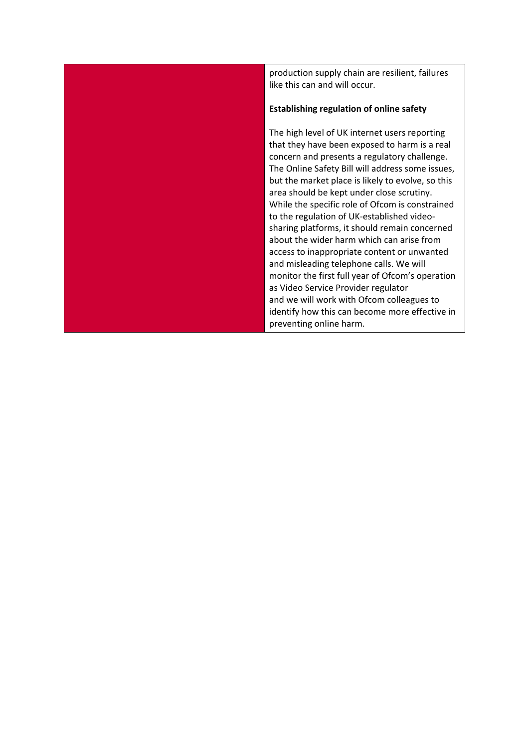production supply chain are resilient, failures like this can and will occur.

**Establishing regulation of online safety**

The high level of UK internet users reporting that they have been exposed to harm is a real concern and presents a regulatory challenge. The Online Safety Bill will address some issues, but the market place is likely to evolve, so this area should be kept under close scrutiny. While the specific role of Ofcom is constrained to the regulation of UK-established video-sharing platforms, it should remain concerned about the wider harm which can arise from access to inappropriate content or unwanted and misleading telephone calls. We will monitor the first full year of Ofcom's operation as Video Service Provider regulator and we will work with Ofcom colleagues to identify how this can become more effective in preventing online harm.